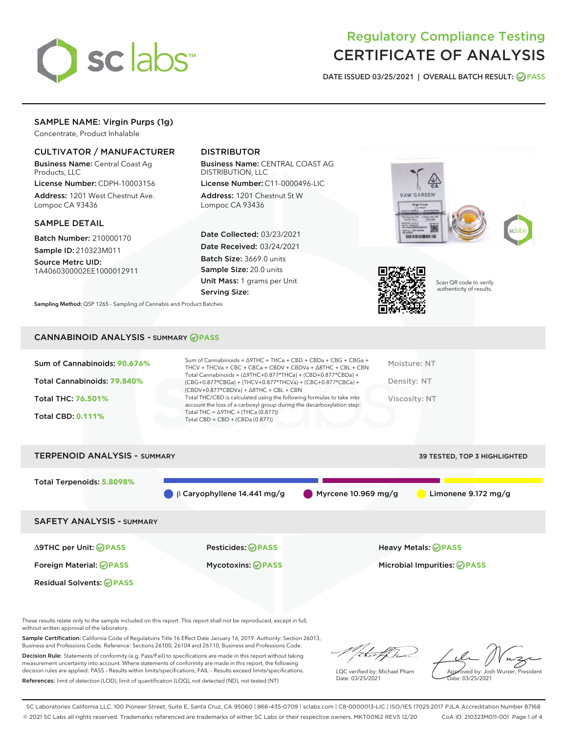# Regulatory Compliance Testing
# CERTIFICATE OF ANALYSIS

DATE ISSUED 03/25/2021 | OVERALL BATCH RESULT: PASS

## SAMPLE NAME: Virgin Purps (1g)

Concentrate, Product Inhalable

### CULTIVATOR / MANUFACTURER

**Business Name:** Central Coast Ag Products, LLC

**License Number:** CDPH-10003156

**Address:** 1201 West Chestnut Ave. Lompoc CA 93436

### DISTRIBUTOR

**Business Name:** CENTRAL COAST AG DISTRIBUTION, LLC

**License Number:** C11-0000496-LIC

**Address:** 1201 Chestnut St W Lompoc CA 93436

### SAMPLE DETAIL

**Batch Number:** 210000170

**Sample ID:** 210323M011

**Source Metrc UID:** 1A4060300002EE1000012911

**Date Collected:** 03/23/2021

**Date Received:** 03/24/2021

**Batch Size:** 3669.0 units

**Sample Size:** 20.0 units

**Unit Mass:** 1 grams per Unit

**Serving Size:**

Scan QR code to verify authenticity of results.

**Sampling Method:** QSP 1265 - Sampling of Cannabis and Product Batches

## CANNABINOID ANALYSIS - SUMMARY PASS

**Sum of Cannabinoids: 90.676%**

**Total Cannabinoids: 79.840%**

**Total THC: 76.501%**

**Total CBD: 0.111%**

Sum of Cannabinoids = Δ9THC + THCa + CBD + CBDa + CBG + CBGa + THCV + THCVa + CBC + CBCa + CBDV + CBDVa + Δ8THC + CBL + CBN

Total Cannabinoids = (Δ9THC+0.877*THCa) + (CBD+0.877*CBDa) + (CBG+0.877*CBGa) + (THCV+0.877*THCVa) + (CBC+0.877*CBCa) + (CBDV+0.877*CBDVa) + Δ8THC + CBL + CBN

Total THC/CBD is calculated using the following formulas to take into account the loss of a carboxyl group during the decarboxylation step:
Total THC = Δ9THC + (THCa (0.877))
Total CBD = CBD + (CBDa (0.877))

Moisture: NT

Density: NT

Viscosity: NT

## TERPENOID ANALYSIS - SUMMARY

39 TESTED, TOP 3 HIGHLIGHTED

**Total Terpenoids: 5.8098%**

β Caryophyllene 14.441 mg/g | Myrcene 10.969 mg/g | Limonene 9.172 mg/g

## SAFETY ANALYSIS - SUMMARY

| | | |
|---|---|---|
| Δ9THC per Unit: PASS | Pesticides: PASS | Heavy Metals: PASS |
| Foreign Material: PASS | Mycotoxins: PASS | Microbial Impurities: PASS |
| Residual Solvents: PASS | | |

These results relate only to the sample included on this report. This report shall not be reproduced, except in full, without written approval of the laboratory.

**Sample Certification:** California Code of Regulations Title 16 Effect Date January 16, 2019. Authority: Section 26013, Business and Professions Code. Reference: Sections 26100, 26104 and 26110, Business and Professions Code.

**Decision Rule:** Statements of conformity (e.g. Pass/Fail) to specifications are made in this report without taking measurement uncertainty into account. Where statements of conformity are made in this report, the following decision rules are applied: PASS – Results within limits/specifications, FAIL – Results exceed limits/specifications.

**References:** limit of detection (LOD), limit of quantification (LOQ), not detected (ND), not tested (NT)

LQC verified by: Michael Pham
Date: 03/25/2021

Approved by: Josh Wurzer, President
Date: 03/25/2021

SC Laboratories California LLC. 100 Pioneer Street, Suite E, Santa Cruz, CA 95060 | 866-435-0709 | sclabs.com | C8-0000013-LIC | ISO/IES 17025:2017 PJLA Accreditation Number 87168
© 2021 SC Labs all rights reserved. Trademarks referenced are trademarks of either SC Labs or their respective owners. MKT00162 REV5 12/20 CoA ID: 210323M011-001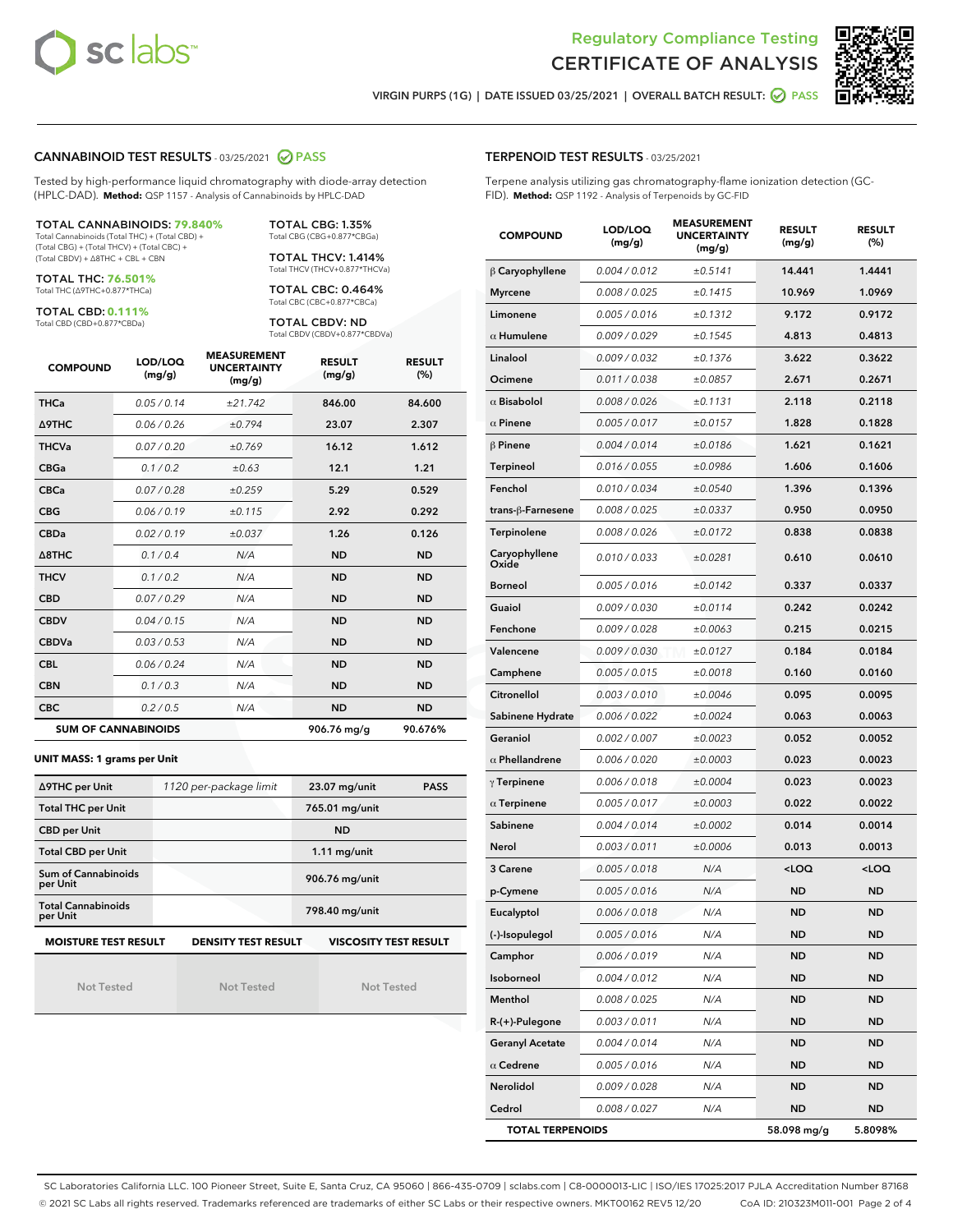# Regulatory Compliance Testing
# CERTIFICATE OF ANALYSIS

VIRGIN PURPS (1G) | DATE ISSUED 03/25/2021 | OVERALL BATCH RESULT: PASS

## CANNABINOID TEST RESULTS - 03/25/2021 PASS

Tested by high-performance liquid chromatography with diode-array detection (HPLC-DAD). **Method:** QSP 1157 - Analysis of Cannabinoids by HPLC-DAD

**TOTAL CANNABINOIDS: 79.840%**
Total Cannabinoids (Total THC) + (Total CBD) + (Total CBG) + (Total THCV) + (Total CBC) + (Total CBDV) + Δ8THC + CBL + CBN

**TOTAL THC: 76.501%**
Total THC (Δ9THC+0.877*THCa)

**TOTAL CBD: 0.111%**
Total CBD (CBD+0.877*CBDa)

**TOTAL CBG: 1.35%**
Total CBG (CBG+0.877*CBGa)

**TOTAL THCV: 1.414%**
Total THCV (THCV+0.877*THCVa)

**TOTAL CBC: 0.464%**
Total CBC (CBC+0.877*CBCa)

**TOTAL CBDV: ND**
Total CBDV (CBDV+0.877*CBDVa)

| COMPOUND | LOD/LOQ (mg/g) | MEASUREMENT UNCERTAINTY (mg/g) | RESULT (mg/g) | RESULT (%) |
|---|---|---|---|---|
| THCa | 0.05 / 0.14 | ±21.742 | 846.00 | 84.600 |
| Δ9THC | 0.06 / 0.26 | ±0.794 | 23.07 | 2.307 |
| THCVa | 0.07 / 0.20 | ±0.769 | 16.12 | 1.612 |
| CBGa | 0.1 / 0.2 | ±0.63 | 12.1 | 1.21 |
| CBCa | 0.07 / 0.28 | ±0.259 | 5.29 | 0.529 |
| CBG | 0.06 / 0.19 | ±0.115 | 2.92 | 0.292 |
| CBDa | 0.02 / 0.19 | ±0.037 | 1.26 | 0.126 |
| Δ8THC | 0.1 / 0.4 | N/A | ND | ND |
| THCV | 0.1 / 0.2 | N/A | ND | ND |
| CBD | 0.07 / 0.29 | N/A | ND | ND |
| CBDV | 0.04 / 0.15 | N/A | ND | ND |
| CBDVa | 0.03 / 0.53 | N/A | ND | ND |
| CBL | 0.06 / 0.24 | N/A | ND | ND |
| CBN | 0.1 / 0.3 | N/A | ND | ND |
| CBC | 0.2 / 0.5 | N/A | ND | ND |
| **SUM OF CANNABINOIDS** | | | 906.76 mg/g | 90.676% |

**UNIT MASS: 1 grams per Unit**

| | | | |
|---|---|---|---|
| Δ9THC per Unit | 1120 per-package limit | 23.07 mg/unit | PASS |
| Total THC per Unit | | 765.01 mg/unit | |
| CBD per Unit | | ND | |
| Total CBD per Unit | | 1.11 mg/unit | |
| Sum of Cannabinoids per Unit | | 906.76 mg/unit | |
| Total Cannabinoids per Unit | | 798.40 mg/unit | |

| MOISTURE TEST RESULT | DENSITY TEST RESULT | VISCOSITY TEST RESULT |
|---|---|---|
| Not Tested | Not Tested | Not Tested |

## TERPENOID TEST RESULTS - 03/25/2021

Terpene analysis utilizing gas chromatography-flame ionization detection (GC-FID). **Method:** QSP 1192 - Analysis of Terpenoids by GC-FID

| COMPOUND | LOD/LOQ (mg/g) | MEASUREMENT UNCERTAINTY (mg/g) | RESULT (mg/g) | RESULT (%) |
|---|---|---|---|---|
| β Caryophyllene | 0.004 / 0.012 | ±0.5141 | 14.441 | 1.4441 |
| Myrcene | 0.008 / 0.025 | ±0.1415 | 10.969 | 1.0969 |
| Limonene | 0.005 / 0.016 | ±0.1312 | 9.172 | 0.9172 |
| α Humulene | 0.009 / 0.029 | ±0.1545 | 4.813 | 0.4813 |
| Linalool | 0.009 / 0.032 | ±0.1376 | 3.622 | 0.3622 |
| Ocimene | 0.011 / 0.038 | ±0.0857 | 2.671 | 0.2671 |
| α Bisabolol | 0.008 / 0.026 | ±0.1131 | 2.118 | 0.2118 |
| α Pinene | 0.005 / 0.017 | ±0.0157 | 1.828 | 0.1828 |
| β Pinene | 0.004 / 0.014 | ±0.0186 | 1.621 | 0.1621 |
| Terpineol | 0.016 / 0.055 | ±0.0986 | 1.606 | 0.1606 |
| Fenchol | 0.010 / 0.034 | ±0.0540 | 1.396 | 0.1396 |
| trans-β-Farnesene | 0.008 / 0.025 | ±0.0337 | 0.950 | 0.0950 |
| Terpinolene | 0.008 / 0.026 | ±0.0172 | 0.838 | 0.0838 |
| Caryophyllene Oxide | 0.010 / 0.033 | ±0.0281 | 0.610 | 0.0610 |
| Borneol | 0.005 / 0.016 | ±0.0142 | 0.337 | 0.0337 |
| Guaiol | 0.009 / 0.030 | ±0.0114 | 0.242 | 0.0242 |
| Fenchone | 0.009 / 0.028 | ±0.0063 | 0.215 | 0.0215 |
| Valencene | 0.009 / 0.030 | ±0.0127 | 0.184 | 0.0184 |
| Camphene | 0.005 / 0.015 | ±0.0018 | 0.160 | 0.0160 |
| Citronellol | 0.003 / 0.010 | ±0.0046 | 0.095 | 0.0095 |
| Sabinene Hydrate | 0.006 / 0.022 | ±0.0024 | 0.063 | 0.0063 |
| Geraniol | 0.002 / 0.007 | ±0.0023 | 0.052 | 0.0052 |
| α Phellandrene | 0.006 / 0.020 | ±0.0003 | 0.023 | 0.0023 |
| γ Terpinene | 0.006 / 0.018 | ±0.0004 | 0.023 | 0.0023 |
| α Terpinene | 0.005 / 0.017 | ±0.0003 | 0.022 | 0.0022 |
| Sabinene | 0.004 / 0.014 | ±0.0002 | 0.014 | 0.0014 |
| Nerol | 0.003 / 0.011 | ±0.0006 | 0.013 | 0.0013 |
| 3 Carene | 0.005 / 0.018 | N/A | <LOQ | <LOQ |
| p-Cymene | 0.005 / 0.016 | N/A | ND | ND |
| Eucalyptol | 0.006 / 0.018 | N/A | ND | ND |
| (-)-Isopulegol | 0.005 / 0.016 | N/A | ND | ND |
| Camphor | 0.006 / 0.019 | N/A | ND | ND |
| Isoborneol | 0.004 / 0.012 | N/A | ND | ND |
| Menthol | 0.008 / 0.025 | N/A | ND | ND |
| R-(+)-Pulegone | 0.003 / 0.011 | N/A | ND | ND |
| Geranyl Acetate | 0.004 / 0.014 | N/A | ND | ND |
| α Cedrene | 0.005 / 0.016 | N/A | ND | ND |
| Nerolidol | 0.009 / 0.028 | N/A | ND | ND |
| Cedrol | 0.008 / 0.027 | N/A | ND | ND |
| **TOTAL TERPENOIDS** | | | 58.098 mg/g | 5.8098% |

SC Laboratories California LLC. 100 Pioneer Street, Suite E, Santa Cruz, CA 95060 | 866-435-0709 | sclabs.com | C8-0000013-LIC | ISO/IES 17025:2017 PJLA Accreditation Number 87168
© 2021 SC Labs all rights reserved. Trademarks referenced are trademarks of either SC Labs or their respective owners. MKT00162 REV5 12/20 CoA ID: 210323M011-001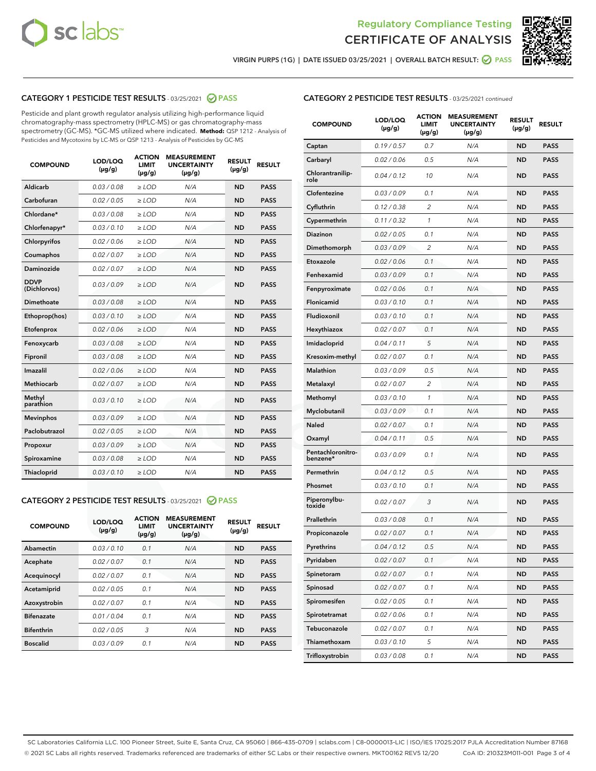Regulatory Compliance Testing
# CERTIFICATE OF ANALYSIS

VIRGIN PURPS (1G) | DATE ISSUED 03/25/2021 | OVERALL BATCH RESULT: PASS

## CATEGORY 1 PESTICIDE TEST RESULTS - 03/25/2021 PASS

Pesticide and plant growth regulator analysis utilizing high-performance liquid chromatography-mass spectrometry (HPLC-MS) or gas chromatography-mass spectrometry (GC-MS). *GC-MS utilized where indicated. **Method:** QSP 1212 - Analysis of Pesticides and Mycotoxins by LC-MS or QSP 1213 - Analysis of Pesticides by GC-MS

| COMPOUND | LOD/LOQ (µg/g) | ACTION LIMIT (µg/g) | MEASUREMENT UNCERTAINTY (µg/g) | RESULT (µg/g) | RESULT |
|---|---|---|---|---|---|
| Aldicarb | 0.03 / 0.08 | ≥ LOD | N/A | ND | PASS |
| Carbofuran | 0.02 / 0.05 | ≥ LOD | N/A | ND | PASS |
| Chlordane* | 0.03 / 0.08 | ≥ LOD | N/A | ND | PASS |
| Chlorfenapyr* | 0.03 / 0.10 | ≥ LOD | N/A | ND | PASS |
| Chlorpyrifos | 0.02 / 0.06 | ≥ LOD | N/A | ND | PASS |
| Coumaphos | 0.02 / 0.07 | ≥ LOD | N/A | ND | PASS |
| Daminozide | 0.02 / 0.07 | ≥ LOD | N/A | ND | PASS |
| DDVP (Dichlorvos) | 0.03 / 0.09 | ≥ LOD | N/A | ND | PASS |
| Dimethoate | 0.03 / 0.08 | ≥ LOD | N/A | ND | PASS |
| Ethoprop(hos) | 0.03 / 0.10 | ≥ LOD | N/A | ND | PASS |
| Etofenprox | 0.02 / 0.06 | ≥ LOD | N/A | ND | PASS |
| Fenoxycarb | 0.03 / 0.08 | ≥ LOD | N/A | ND | PASS |
| Fipronil | 0.03 / 0.08 | ≥ LOD | N/A | ND | PASS |
| Imazalil | 0.02 / 0.06 | ≥ LOD | N/A | ND | PASS |
| Methiocarb | 0.02 / 0.07 | ≥ LOD | N/A | ND | PASS |
| Methyl parathion | 0.03 / 0.10 | ≥ LOD | N/A | ND | PASS |
| Mevinphos | 0.03 / 0.09 | ≥ LOD | N/A | ND | PASS |
| Paclobutrazol | 0.02 / 0.05 | ≥ LOD | N/A | ND | PASS |
| Propoxur | 0.03 / 0.09 | ≥ LOD | N/A | ND | PASS |
| Spiroxamine | 0.03 / 0.08 | ≥ LOD | N/A | ND | PASS |
| Thiacloprid | 0.03 / 0.10 | ≥ LOD | N/A | ND | PASS |

## CATEGORY 2 PESTICIDE TEST RESULTS - 03/25/2021 PASS

| COMPOUND | LOD/LOQ (µg/g) | ACTION LIMIT (µg/g) | MEASUREMENT UNCERTAINTY (µg/g) | RESULT (µg/g) | RESULT |
|---|---|---|---|---|---|
| Abamectin | 0.03 / 0.10 | 0.1 | N/A | ND | PASS |
| Acephate | 0.02 / 0.07 | 0.1 | N/A | ND | PASS |
| Acequinocyl | 0.02 / 0.07 | 0.1 | N/A | ND | PASS |
| Acetamiprid | 0.02 / 0.05 | 0.1 | N/A | ND | PASS |
| Azoxystrobin | 0.02 / 0.07 | 0.1 | N/A | ND | PASS |
| Bifenazate | 0.01 / 0.04 | 0.1 | N/A | ND | PASS |
| Bifenthrin | 0.02 / 0.05 | 3 | N/A | ND | PASS |
| Boscalid | 0.03 / 0.09 | 0.1 | N/A | ND | PASS |
| Captan | 0.19 / 0.57 | 0.7 | N/A | ND | PASS |
| Carbaryl | 0.02 / 0.06 | 0.5 | N/A | ND | PASS |
| Chlorantraniliprole | 0.04 / 0.12 | 10 | N/A | ND | PASS |
| Clofentezine | 0.03 / 0.09 | 0.1 | N/A | ND | PASS |
| Cyfluthrin | 0.12 / 0.38 | 2 | N/A | ND | PASS |
| Cypermethrin | 0.11 / 0.32 | 1 | N/A | ND | PASS |
| Diazinon | 0.02 / 0.05 | 0.1 | N/A | ND | PASS |
| Dimethomorph | 0.03 / 0.09 | 2 | N/A | ND | PASS |
| Etoxazole | 0.02 / 0.06 | 0.1 | N/A | ND | PASS |
| Fenhexamid | 0.03 / 0.09 | 0.1 | N/A | ND | PASS |
| Fenpyroximate | 0.02 / 0.06 | 0.1 | N/A | ND | PASS |
| Flonicamid | 0.03 / 0.10 | 0.1 | N/A | ND | PASS |
| Fludioxonil | 0.03 / 0.10 | 0.1 | N/A | ND | PASS |
| Hexythiazox | 0.02 / 0.07 | 0.1 | N/A | ND | PASS |
| Imidacloprid | 0.04 / 0.11 | 5 | N/A | ND | PASS |
| Kresoxim-methyl | 0.02 / 0.07 | 0.1 | N/A | ND | PASS |
| Malathion | 0.03 / 0.09 | 0.5 | N/A | ND | PASS |
| Metalaxyl | 0.02 / 0.07 | 2 | N/A | ND | PASS |
| Methomyl | 0.03 / 0.10 | 1 | N/A | ND | PASS |
| Myclobutanil | 0.03 / 0.09 | 0.1 | N/A | ND | PASS |
| Naled | 0.02 / 0.07 | 0.1 | N/A | ND | PASS |
| Oxamyl | 0.04 / 0.11 | 0.5 | N/A | ND | PASS |
| Pentachloronitrobenzene* | 0.03 / 0.09 | 0.1 | N/A | ND | PASS |
| Permethrin | 0.04 / 0.12 | 0.5 | N/A | ND | PASS |
| Phosmet | 0.03 / 0.10 | 0.1 | N/A | ND | PASS |
| Piperonylbutoxide | 0.02 / 0.07 | 3 | N/A | ND | PASS |
| Prallethrin | 0.03 / 0.08 | 0.1 | N/A | ND | PASS |
| Propiconazole | 0.02 / 0.07 | 0.1 | N/A | ND | PASS |
| Pyrethrins | 0.04 / 0.12 | 0.5 | N/A | ND | PASS |
| Pyridaben | 0.02 / 0.07 | 0.1 | N/A | ND | PASS |
| Spinetoram | 0.02 / 0.07 | 0.1 | N/A | ND | PASS |
| Spinosad | 0.02 / 0.07 | 0.1 | N/A | ND | PASS |
| Spiromesifen | 0.02 / 0.05 | 0.1 | N/A | ND | PASS |
| Spirotetramat | 0.02 / 0.06 | 0.1 | N/A | ND | PASS |
| Tebuconazole | 0.02 / 0.07 | 0.1 | N/A | ND | PASS |
| Thiamethoxam | 0.03 / 0.10 | 5 | N/A | ND | PASS |
| Trifloxystrobin | 0.03 / 0.08 | 0.1 | N/A | ND | PASS |

SC Laboratories California LLC. 100 Pioneer Street, Suite E, Santa Cruz, CA 95060 | 866-435-0709 | sclabs.com | C8-0000013-LIC | ISO/IES 17025:2017 PJLA Accreditation Number 87168
© 2021 SC Labs all rights reserved. Trademarks referenced are trademarks of either SC Labs or their respective owners. MKT00162 REV5 12/20 CoA ID: 210323M011-001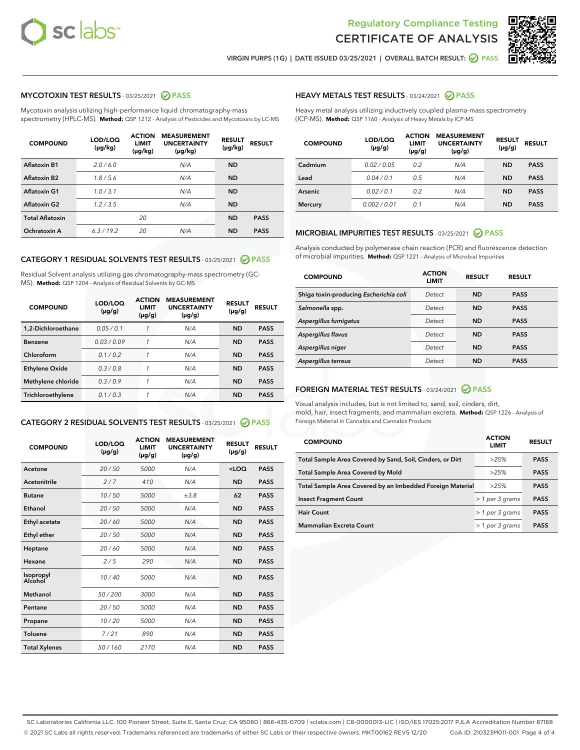Regulatory Compliance Testing
CERTIFICATE OF ANALYSIS

VIRGIN PURPS (1G) | DATE ISSUED 03/25/2021 | OVERALL BATCH RESULT: PASS

## MYCOTOXIN TEST RESULTS - 03/25/2021 PASS

Mycotoxin analysis utilizing high-performance liquid chromatography-mass spectrometry (HPLC-MS). **Method:** QSP 1212 - Analysis of Pesticides and Mycotoxins by LC-MS

| COMPOUND | LOD/LOQ (µg/kg) | ACTION LIMIT (µg/kg) | MEASUREMENT UNCERTAINTY (µg/kg) | RESULT (µg/kg) | RESULT |
|---|---|---|---|---|---|
| Aflatoxin B1 | 2.0 / 6.0 | | N/A | ND | |
| Aflatoxin B2 | 1.8 / 5.6 | | N/A | ND | |
| Aflatoxin G1 | 1.0 / 3.1 | | N/A | ND | |
| Aflatoxin G2 | 1.2 / 3.5 | | N/A | ND | |
| Total Aflatoxin | | 20 | | ND | PASS |
| Ochratoxin A | 6.3 / 19.2 | 20 | N/A | ND | PASS |

## CATEGORY 1 RESIDUAL SOLVENTS TEST RESULTS - 03/25/2021 PASS

Residual Solvent analysis utilizing gas chromatography-mass spectrometry (GC-MS). **Method:** QSP 1204 - Analysis of Residual Solvents by GC-MS

| COMPOUND | LOD/LOQ (µg/g) | ACTION LIMIT (µg/g) | MEASUREMENT UNCERTAINTY (µg/g) | RESULT (µg/g) | RESULT |
|---|---|---|---|---|---|
| 1,2-Dichloroethane | 0.05 / 0.1 | 1 | N/A | ND | PASS |
| Benzene | 0.03 / 0.09 | 1 | N/A | ND | PASS |
| Chloroform | 0.1 / 0.2 | 1 | N/A | ND | PASS |
| Ethylene Oxide | 0.3 / 0.8 | 1 | N/A | ND | PASS |
| Methylene chloride | 0.3 / 0.9 | 1 | N/A | ND | PASS |
| Trichloroethylene | 0.1 / 0.3 | 1 | N/A | ND | PASS |

## CATEGORY 2 RESIDUAL SOLVENTS TEST RESULTS - 03/25/2021 PASS

| COMPOUND | LOD/LOQ (µg/g) | ACTION LIMIT (µg/g) | MEASUREMENT UNCERTAINTY (µg/g) | RESULT (µg/g) | RESULT |
|---|---|---|---|---|---|
| Acetone | 20 / 50 | 5000 | N/A | <LOQ | PASS |
| Acetonitrile | 2 / 7 | 410 | N/A | ND | PASS |
| Butane | 10 / 50 | 5000 | ±3.8 | 62 | PASS |
| Ethanol | 20 / 50 | 5000 | N/A | ND | PASS |
| Ethyl acetate | 20 / 60 | 5000 | N/A | ND | PASS |
| Ethyl ether | 20 / 50 | 5000 | N/A | ND | PASS |
| Heptane | 20 / 60 | 5000 | N/A | ND | PASS |
| Hexane | 2 / 5 | 290 | N/A | ND | PASS |
| Isopropyl Alcohol | 10 / 40 | 5000 | N/A | ND | PASS |
| Methanol | 50 / 200 | 3000 | N/A | ND | PASS |
| Pentane | 20 / 50 | 5000 | N/A | ND | PASS |
| Propane | 10 / 20 | 5000 | N/A | ND | PASS |
| Toluene | 7 / 21 | 890 | N/A | ND | PASS |
| Total Xylenes | 50 / 160 | 2170 | N/A | ND | PASS |

## HEAVY METALS TEST RESULTS - 03/24/2021 PASS

Heavy metal analysis utilizing inductively coupled plasma-mass spectrometry (ICP-MS). **Method:** QSP 1160 - Analysis of Heavy Metals by ICP-MS

| COMPOUND | LOD/LOQ (µg/g) | ACTION LIMIT (µg/g) | MEASUREMENT UNCERTAINTY (µg/g) | RESULT (µg/g) | RESULT |
|---|---|---|---|---|---|
| Cadmium | 0.02 / 0.05 | 0.2 | N/A | ND | PASS |
| Lead | 0.04 / 0.1 | 0.5 | N/A | ND | PASS |
| Arsenic | 0.02 / 0.1 | 0.2 | N/A | ND | PASS |
| Mercury | 0.002 / 0.01 | 0.1 | N/A | ND | PASS |

## MICROBIAL IMPURITIES TEST RESULTS - 03/25/2021 PASS

Analysis conducted by polymerase chain reaction (PCR) and fluorescence detection of microbial impurities. **Method:** QSP 1221 - Analysis of Microbial Impurities

| COMPOUND | ACTION LIMIT | RESULT | RESULT |
|---|---|---|---|
| *Shiga toxin-producing Escherichia coli* | Detect | ND | PASS |
| *Salmonella* spp. | Detect | ND | PASS |
| *Aspergillus fumigatus* | Detect | ND | PASS |
| *Aspergillus flavus* | Detect | ND | PASS |
| *Aspergillus niger* | Detect | ND | PASS |
| *Aspergillus terreus* | Detect | ND | PASS |

## FOREIGN MATERIAL TEST RESULTS - 03/24/2021 PASS

Visual analysis includes, but is not limited to, sand, soil, cinders, dirt, mold, hair, insect fragments, and mammalian excreta. **Method:** QSP 1226 - Analysis of Foreign Material in Cannabis and Cannabis Products

| COMPOUND | ACTION LIMIT | RESULT |
|---|---|---|
| Total Sample Area Covered by Sand, Soil, Cinders, or Dirt | >25% | PASS |
| Total Sample Area Covered by Mold | >25% | PASS |
| Total Sample Area Covered by an Imbedded Foreign Material | >25% | PASS |
| Insect Fragment Count | > 1 per 3 grams | PASS |
| Hair Count | > 1 per 3 grams | PASS |
| Mammalian Excreta Count | > 1 per 3 grams | PASS |

SC Laboratories California LLC. 100 Pioneer Street, Suite E, Santa Cruz, CA 95060 | 866-435-0709 | sclabs.com | C8-0000013-LIC | ISO/IES 17025:2017 PJLA Accreditation Number 87168
© 2021 SC Labs all rights reserved. Trademarks referenced are trademarks of either SC Labs or their respective owners. MKT00162 REV5 12/20 CoA ID: 210323M011-001